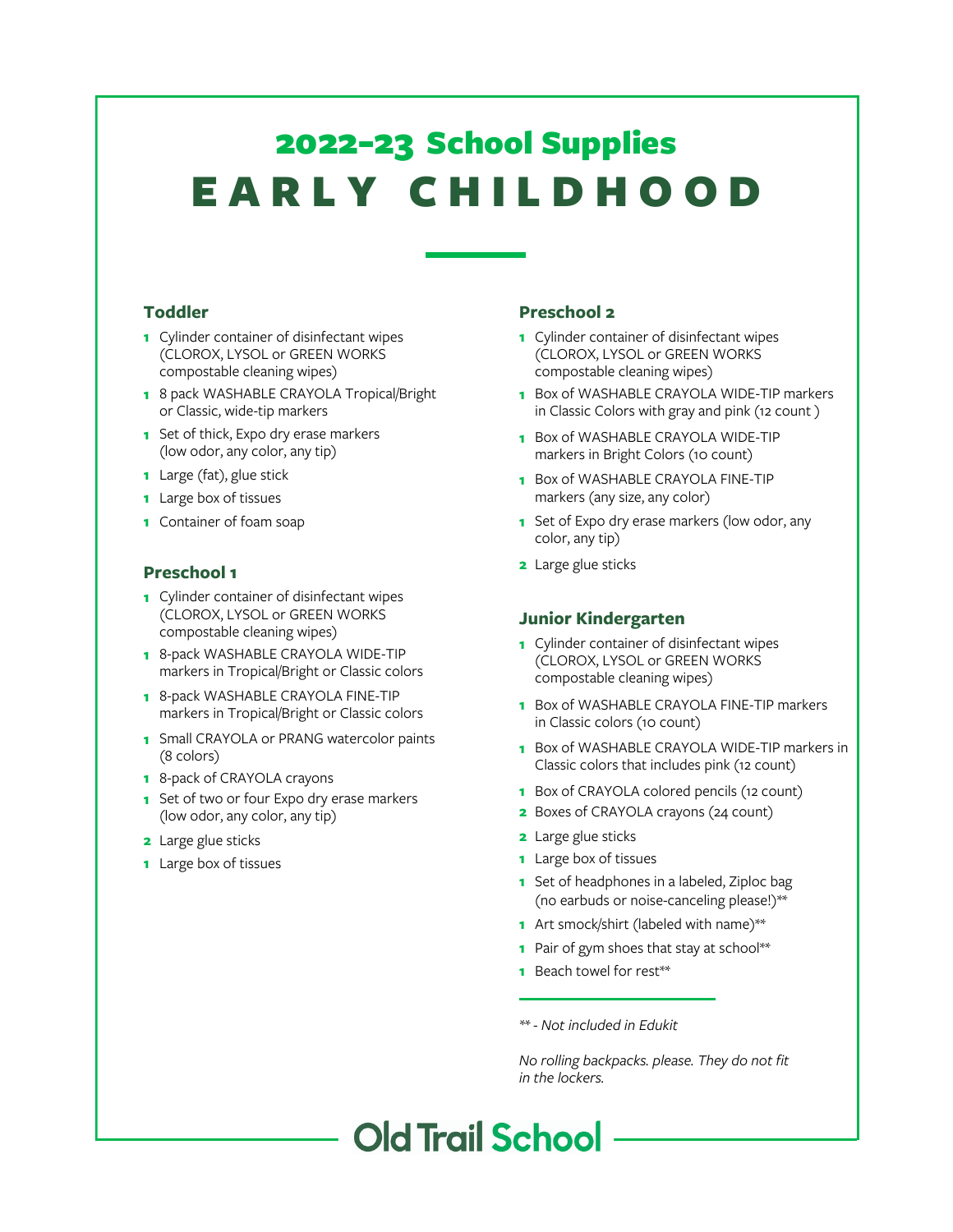# 2022-23 School Supplies
# EARLY CHILDHOOD

### Toddler

- **1** Cylinder container of disinfectant wipes (CLOROX, LYSOL or GREEN WORKS compostable cleaning wipes)
- **1** 8 pack WASHABLE CRAYOLA Tropical/Bright or Classic, wide-tip markers
- **1** Set of thick, Expo dry erase markers (low odor, any color, any tip)
- **1** Large (fat), glue stick
- **1** Large box of tissues
- **1** Container of foam soap

### Preschool 1

- **1** Cylinder container of disinfectant wipes (CLOROX, LYSOL or GREEN WORKS compostable cleaning wipes)
- **1** 8-pack WASHABLE CRAYOLA WIDE-TIP markers in Tropical/Bright or Classic colors
- **1** 8-pack WASHABLE CRAYOLA FINE-TIP markers in Tropical/Bright or Classic colors
- **1** Small CRAYOLA or PRANG watercolor paints (8 colors)
- **1** 8-pack of CRAYOLA crayons
- **1** Set of two or four Expo dry erase markers (low odor, any color, any tip)
- **2** Large glue sticks
- **1** Large box of tissues

### Preschool 2

- **1** Cylinder container of disinfectant wipes (CLOROX, LYSOL or GREEN WORKS compostable cleaning wipes)
- **1** Box of WASHABLE CRAYOLA WIDE-TIP markers in Classic Colors with gray and pink (12 count )
- **1** Box of WASHABLE CRAYOLA WIDE-TIP markers in Bright Colors (10 count)
- **1** Box of WASHABLE CRAYOLA FINE-TIP markers (any size, any color)
- **1** Set of Expo dry erase markers (low odor, any color, any tip)
- **2** Large glue sticks

### Junior Kindergarten

- **1** Cylinder container of disinfectant wipes (CLOROX, LYSOL or GREEN WORKS compostable cleaning wipes)
- **1** Box of WASHABLE CRAYOLA FINE-TIP markers in Classic colors (10 count)
- **1** Box of WASHABLE CRAYOLA WIDE-TIP markers in Classic colors that includes pink (12 count)
- **1** Box of CRAYOLA colored pencils (12 count)
- **2** Boxes of CRAYOLA crayons (24 count)
- **2** Large glue sticks
- **1** Large box of tissues
- **1** Set of headphones in a labeled, Ziploc bag (no earbuds or noise-canceling please!)**
- **1** Art smock/shirt (labeled with name)**
- **1** Pair of gym shoes that stay at school**
- **1** Beach towel for rest**

---

*** - Not included in Edukit*

*No rolling backpacks. please. They do not fit in the lockers.*

Old Trail School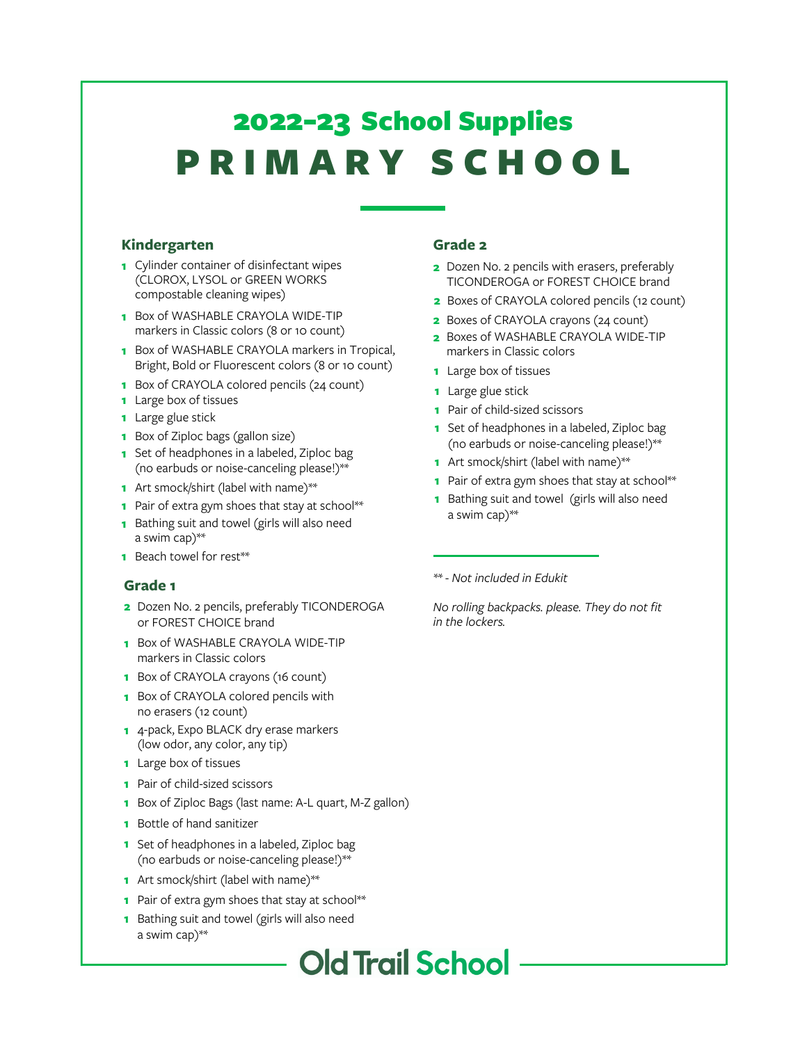# 2022-23 School Supplies

# PRIMARY SCHOOL

## Kindergarten

- **1** Cylinder container of disinfectant wipes (CLOROX, LYSOL or GREEN WORKS compostable cleaning wipes)
- **1** Box of WASHABLE CRAYOLA WIDE-TIP markers in Classic colors (8 or 10 count)
- **1** Box of WASHABLE CRAYOLA markers in Tropical, Bright, Bold or Fluorescent colors (8 or 10 count)
- **1** Box of CRAYOLA colored pencils (24 count)
- **1** Large box of tissues
- **1** Large glue stick
- **1** Box of Ziploc bags (gallon size)
- **1** Set of headphones in a labeled, Ziploc bag (no earbuds or noise-canceling please!)**
- **1** Art smock/shirt (label with name)**
- **1** Pair of extra gym shoes that stay at school**
- **1** Bathing suit and towel (girls will also need a swim cap)**
- **1** Beach towel for rest**

## Grade 1

- **2** Dozen No. 2 pencils, preferably TICONDEROGA or FOREST CHOICE brand
- **1** Box of WASHABLE CRAYOLA WIDE-TIP markers in Classic colors
- **1** Box of CRAYOLA crayons (16 count)
- **1** Box of CRAYOLA colored pencils with no erasers (12 count)
- **1** 4-pack, Expo BLACK dry erase markers (low odor, any color, any tip)
- **1** Large box of tissues
- **1** Pair of child-sized scissors
- **1** Box of Ziploc Bags (last name: A-L quart, M-Z gallon)
- **1** Bottle of hand sanitizer
- **1** Set of headphones in a labeled, Ziploc bag (no earbuds or noise-canceling please!)**
- **1** Art smock/shirt (label with name)**
- **1** Pair of extra gym shoes that stay at school**
- **1** Bathing suit and towel (girls will also need a swim cap)**

## Grade 2

- **2** Dozen No. 2 pencils with erasers, preferably TICONDEROGA or FOREST CHOICE brand
- **2** Boxes of CRAYOLA colored pencils (12 count)
- **2** Boxes of CRAYOLA crayons (24 count)
- **2** Boxes of WASHABLE CRAYOLA WIDE-TIP markers in Classic colors
- **1** Large box of tissues
- **1** Large glue stick
- **1** Pair of child-sized scissors
- **1** Set of headphones in a labeled, Ziploc bag (no earbuds or noise-canceling please!)**
- **1** Art smock/shirt (label with name)**
- **1** Pair of extra gym shoes that stay at school**
- **1** Bathing suit and towel (girls will also need a swim cap)**

---

*** - Not included in Edukit*

*No rolling backpacks. please. They do not fit in the lockers.*

Old Trail School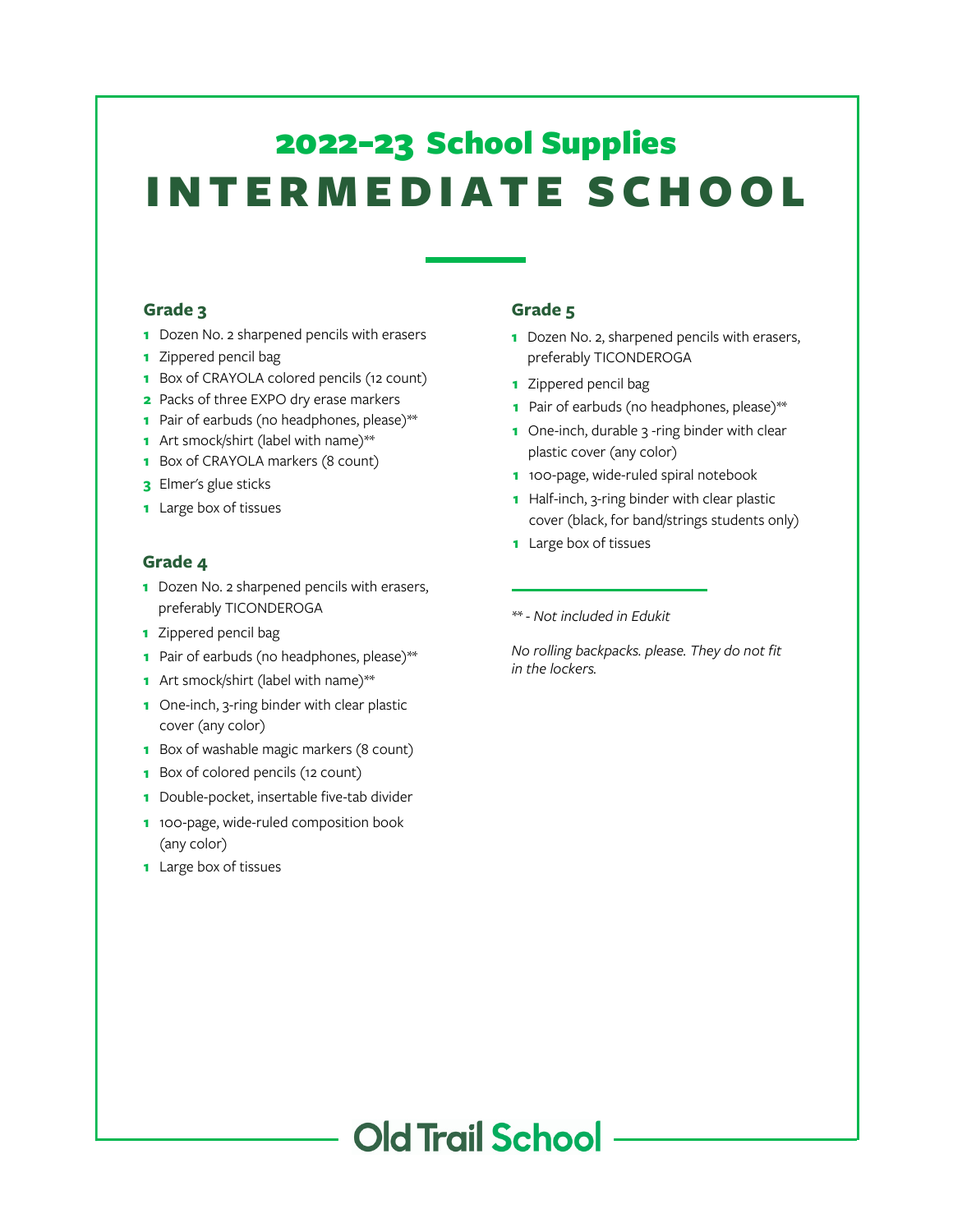## 2022-23 School Supplies

# INTERMEDIATE SCHOOL

### Grade 3

- **1** Dozen No. 2 sharpened pencils with erasers
- **1** Zippered pencil bag
- **1** Box of CRAYOLA colored pencils (12 count)
- **2** Packs of three EXPO dry erase markers
- **1** Pair of earbuds (no headphones, please)**
- **1** Art smock/shirt (label with name)**
- **1** Box of CRAYOLA markers (8 count)
- **3** Elmer's glue sticks
- **1** Large box of tissues

### Grade 4

- **1** Dozen No. 2 sharpened pencils with erasers, preferably TICONDEROGA
- **1** Zippered pencil bag
- **1** Pair of earbuds (no headphones, please)**
- **1** Art smock/shirt (label with name)**
- **1** One-inch, 3-ring binder with clear plastic cover (any color)
- **1** Box of washable magic markers (8 count)
- **1** Box of colored pencils (12 count)
- **1** Double-pocket, insertable five-tab divider
- **1** 100-page, wide-ruled composition book (any color)
- **1** Large box of tissues

### Grade 5

- **1** Dozen No. 2, sharpened pencils with erasers, preferably TICONDEROGA
- **1** Zippered pencil bag
- **1** Pair of earbuds (no headphones, please)**
- **1** One-inch, durable 3 -ring binder with clear plastic cover (any color)
- **1** 100-page, wide-ruled spiral notebook
- **1** Half-inch, 3-ring binder with clear plastic cover (black, for band/strings students only)
- **1** Large box of tissues

---

*** - Not included in Edukit*

*No rolling backpacks. please. They do not fit in the lockers.*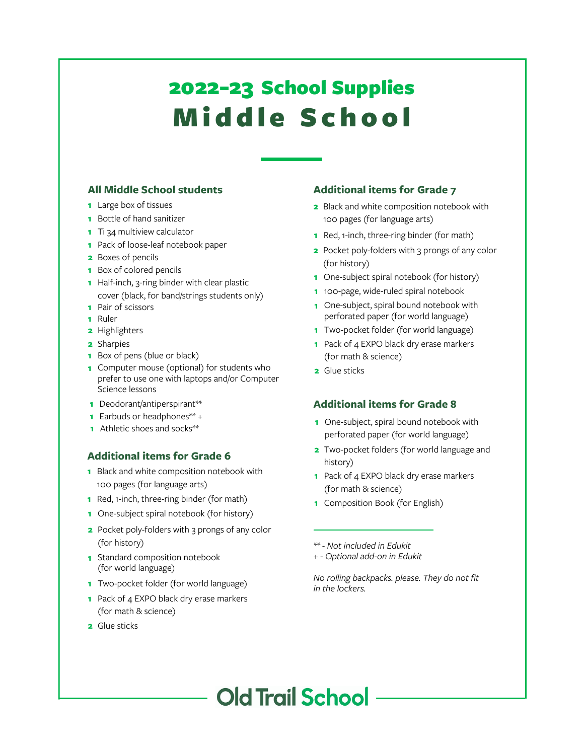# 2022-23 School Supplies

# Middle School

## All Middle School students

- **1** Large box of tissues
- **1** Bottle of hand sanitizer
- **1** Ti 34 multiview calculator
- **1** Pack of loose-leaf notebook paper
- **2** Boxes of pencils
- **1** Box of colored pencils
- **1** Half-inch, 3-ring binder with clear plastic cover (black, for band/strings students only)
- **1** Pair of scissors
- **1** Ruler
- **2** Highlighters
- **2** Sharpies
- **1** Box of pens (blue or black)
- **1** Computer mouse (optional) for students who prefer to use one with laptops and/or Computer Science lessons
- **1** Deodorant/antiperspirant**
- **1** Earbuds or headphones** +
- **1** Athletic shoes and socks**

## Additional items for Grade 6

- **1** Black and white composition notebook with 100 pages (for language arts)
- **1** Red, 1-inch, three-ring binder (for math)
- **1** One-subject spiral notebook (for history)
- **2** Pocket poly-folders with 3 prongs of any color (for history)
- **1** Standard composition notebook (for world language)
- **1** Two-pocket folder (for world language)
- **1** Pack of 4 EXPO black dry erase markers (for math & science)
- **2** Glue sticks

## Additional items for Grade 7

- **2** Black and white composition notebook with 100 pages (for language arts)
- **1** Red, 1-inch, three-ring binder (for math)
- **2** Pocket poly-folders with 3 prongs of any color (for history)
- **1** One-subject spiral notebook (for history)
- **1** 100-page, wide-ruled spiral notebook
- **1** One-subject, spiral bound notebook with perforated paper (for world language)
- **1** Two-pocket folder (for world language)
- **1** Pack of 4 EXPO black dry erase markers (for math & science)
- **2** Glue sticks

## Additional items for Grade 8

- **1** One-subject, spiral bound notebook with perforated paper (for world language)
- **2** Two-pocket folders (for world language and history)
- **1** Pack of 4 EXPO black dry erase markers (for math & science)
- **1** Composition Book (for English)

---

*** - Not included in Edukit*
*+ - Optional add-on in Edukit*

*No rolling backpacks. please. They do not fit in the lockers.*

Old Trail School